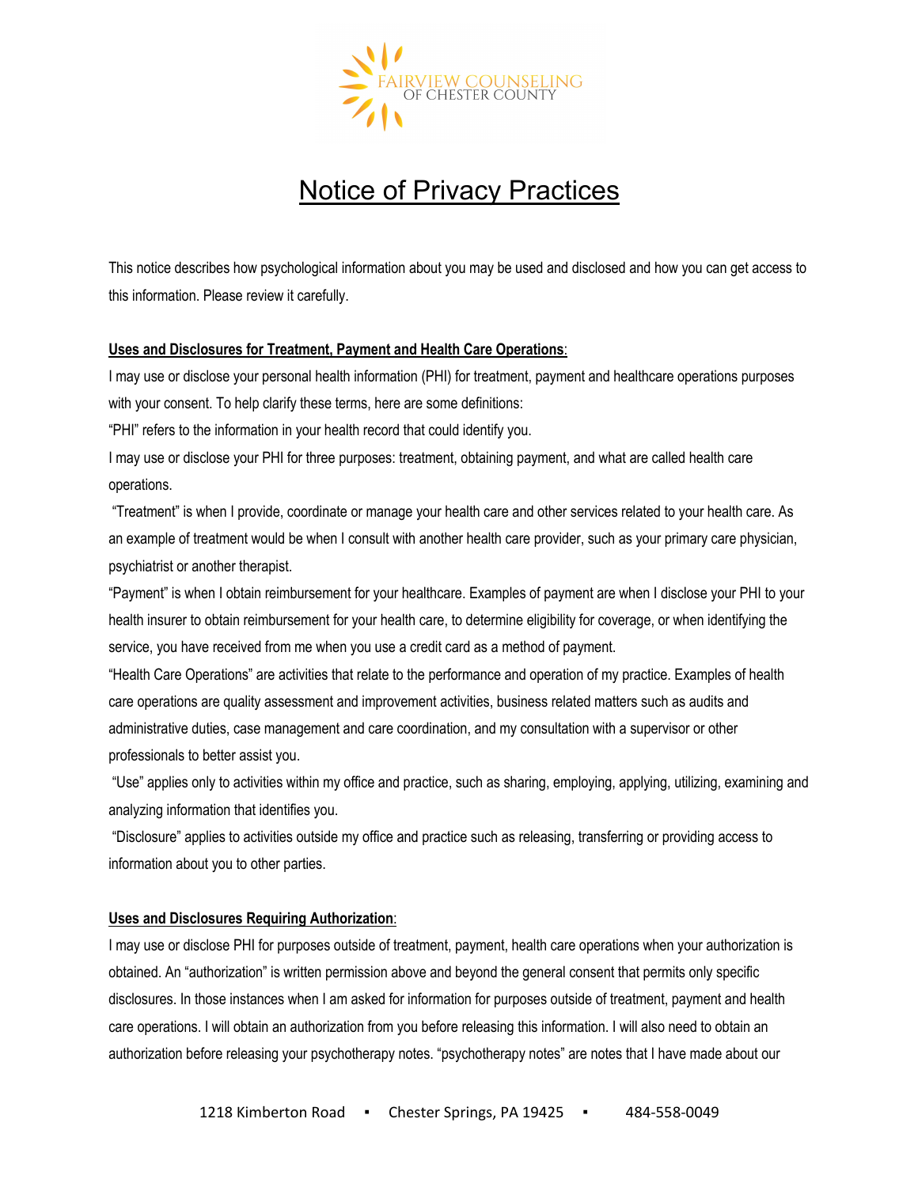FAIRVIEW COUNSELING
OF CHESTER COUNTY

# Notice of Privacy Practices

This notice describes how psychological information about you may be used and disclosed and how you can get access to this information. Please review it carefully.

**Uses and Disclosures for Treatment, Payment and Health Care Operations**:

I may use or disclose your personal health information (PHI) for treatment, payment and healthcare operations purposes with your consent. To help clarify these terms, here are some definitions:

"PHI" refers to the information in your health record that could identify you.

I may use or disclose your PHI for three purposes: treatment, obtaining payment, and what are called health care operations.

"Treatment" is when I provide, coordinate or manage your health care and other services related to your health care. As an example of treatment would be when I consult with another health care provider, such as your primary care physician, psychiatrist or another therapist.

"Payment" is when I obtain reimbursement for your healthcare. Examples of payment are when I disclose your PHI to your health insurer to obtain reimbursement for your health care, to determine eligibility for coverage, or when identifying the service, you have received from me when you use a credit card as a method of payment.

"Health Care Operations" are activities that relate to the performance and operation of my practice. Examples of health care operations are quality assessment and improvement activities, business related matters such as audits and administrative duties, case management and care coordination, and my consultation with a supervisor or other professionals to better assist you.

"Use" applies only to activities within my office and practice, such as sharing, employing, applying, utilizing, examining and analyzing information that identifies you.

"Disclosure" applies to activities outside my office and practice such as releasing, transferring or providing access to information about you to other parties.

**Uses and Disclosures Requiring Authorization**:

I may use or disclose PHI for purposes outside of treatment, payment, health care operations when your authorization is obtained. An "authorization" is written permission above and beyond the general consent that permits only specific disclosures. In those instances when I am asked for information for purposes outside of treatment, payment and health care operations. I will obtain an authorization from you before releasing this information. I will also need to obtain an authorization before releasing your psychotherapy notes. "psychotherapy notes" are notes that I have made about our

1218 Kimberton Road ▪ Chester Springs, PA 19425 ▪ 484-558-0049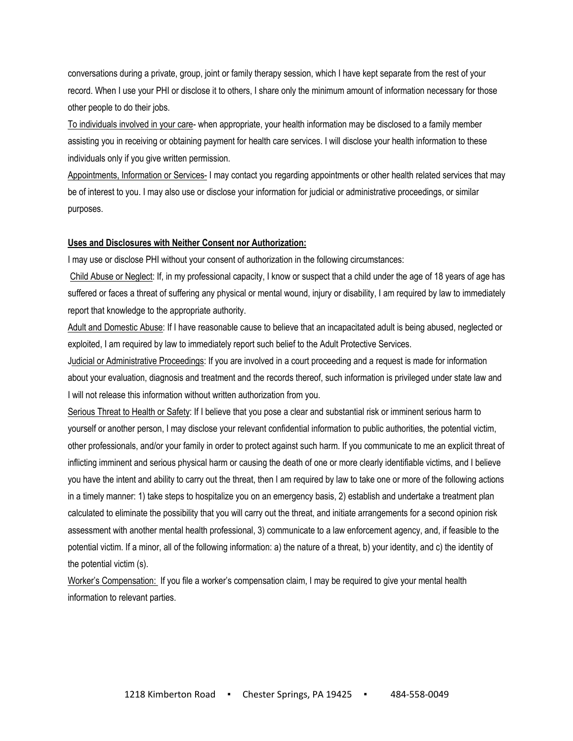conversations during a private, group, joint or family therapy session, which I have kept separate from the rest of your record. When I use your PHI or disclose it to others, I share only the minimum amount of information necessary for those other people to do their jobs.

To individuals involved in your care- when appropriate, your health information may be disclosed to a family member assisting you in receiving or obtaining payment for health care services. I will disclose your health information to these individuals only if you give written permission.

Appointments, Information or Services- I may contact you regarding appointments or other health related services that may be of interest to you. I may also use or disclose your information for judicial or administrative proceedings, or similar purposes.

**Uses and Disclosures with Neither Consent nor Authorization:**

I may use or disclose PHI without your consent of authorization in the following circumstances:

Child Abuse or Neglect: If, in my professional capacity, I know or suspect that a child under the age of 18 years of age has suffered or faces a threat of suffering any physical or mental wound, injury or disability, I am required by law to immediately report that knowledge to the appropriate authority.

Adult and Domestic Abuse: If I have reasonable cause to believe that an incapacitated adult is being abused, neglected or exploited, I am required by law to immediately report such belief to the Adult Protective Services.

Judicial or Administrative Proceedings: If you are involved in a court proceeding and a request is made for information about your evaluation, diagnosis and treatment and the records thereof, such information is privileged under state law and I will not release this information without written authorization from you.

Serious Threat to Health or Safety: If I believe that you pose a clear and substantial risk or imminent serious harm to yourself or another person, I may disclose your relevant confidential information to public authorities, the potential victim, other professionals, and/or your family in order to protect against such harm. If you communicate to me an explicit threat of inflicting imminent and serious physical harm or causing the death of one or more clearly identifiable victims, and I believe you have the intent and ability to carry out the threat, then I am required by law to take one or more of the following actions in a timely manner: 1) take steps to hospitalize you on an emergency basis, 2) establish and undertake a treatment plan calculated to eliminate the possibility that you will carry out the threat, and initiate arrangements for a second opinion risk assessment with another mental health professional, 3) communicate to a law enforcement agency, and, if feasible to the potential victim. If a minor, all of the following information: a) the nature of a threat, b) your identity, and c) the identity of the potential victim (s).

Worker's Compensation: If you file a worker's compensation claim, I may be required to give your mental health information to relevant parties.

1218 Kimberton Road ▪ Chester Springs, PA 19425 ▪ 484-558-0049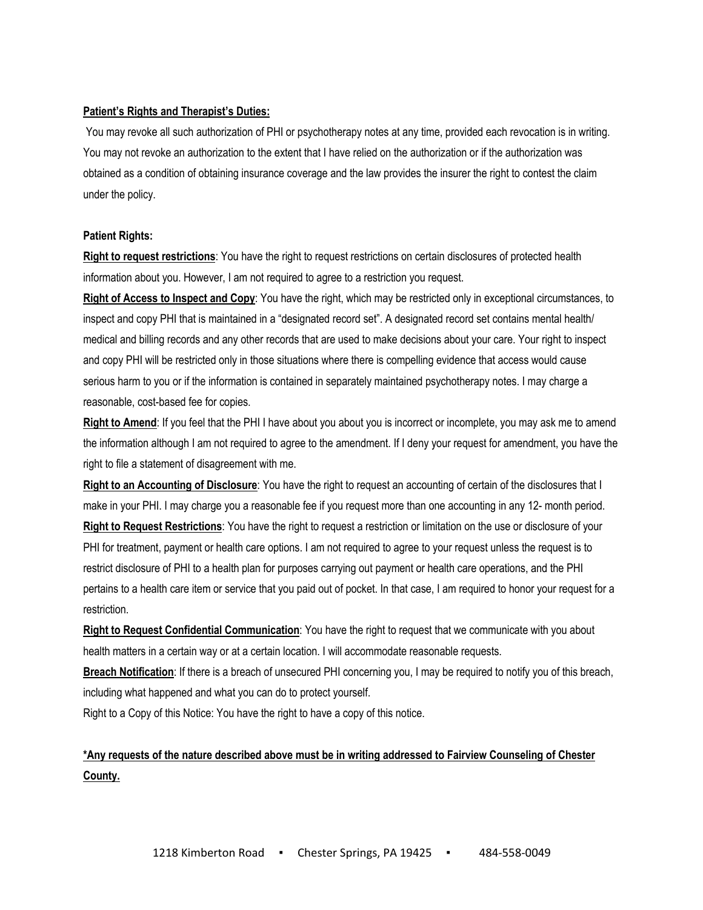**Patient's Rights and Therapist's Duties:**

You may revoke all such authorization of PHI or psychotherapy notes at any time, provided each revocation is in writing. You may not revoke an authorization to the extent that I have relied on the authorization or if the authorization was obtained as a condition of obtaining insurance coverage and the law provides the insurer the right to contest the claim under the policy.

**Patient Rights:**

**Right to request restrictions**: You have the right to request restrictions on certain disclosures of protected health information about you. However, I am not required to agree to a restriction you request.

**Right of Access to Inspect and Copy**: You have the right, which may be restricted only in exceptional circumstances, to inspect and copy PHI that is maintained in a "designated record set". A designated record set contains mental health/ medical and billing records and any other records that are used to make decisions about your care. Your right to inspect and copy PHI will be restricted only in those situations where there is compelling evidence that access would cause serious harm to you or if the information is contained in separately maintained psychotherapy notes. I may charge a reasonable, cost-based fee for copies.

**Right to Amend**: If you feel that the PHI I have about you about you is incorrect or incomplete, you may ask me to amend the information although I am not required to agree to the amendment. If I deny your request for amendment, you have the right to file a statement of disagreement with me.

**Right to an Accounting of Disclosure**: You have the right to request an accounting of certain of the disclosures that I make in your PHI. I may charge you a reasonable fee if you request more than one accounting in any 12- month period.

**Right to Request Restrictions**: You have the right to request a restriction or limitation on the use or disclosure of your PHI for treatment, payment or health care options. I am not required to agree to your request unless the request is to restrict disclosure of PHI to a health plan for purposes carrying out payment or health care operations, and the PHI pertains to a health care item or service that you paid out of pocket. In that case, I am required to honor your request for a restriction.

**Right to Request Confidential Communication**: You have the right to request that we communicate with you about health matters in a certain way or at a certain location. I will accommodate reasonable requests.

**Breach Notification**: If there is a breach of unsecured PHI concerning you, I may be required to notify you of this breach, including what happened and what you can do to protect yourself.

Right to a Copy of this Notice: You have the right to have a copy of this notice.

**\*Any requests of the nature described above must be in writing addressed to Fairview Counseling of Chester County.**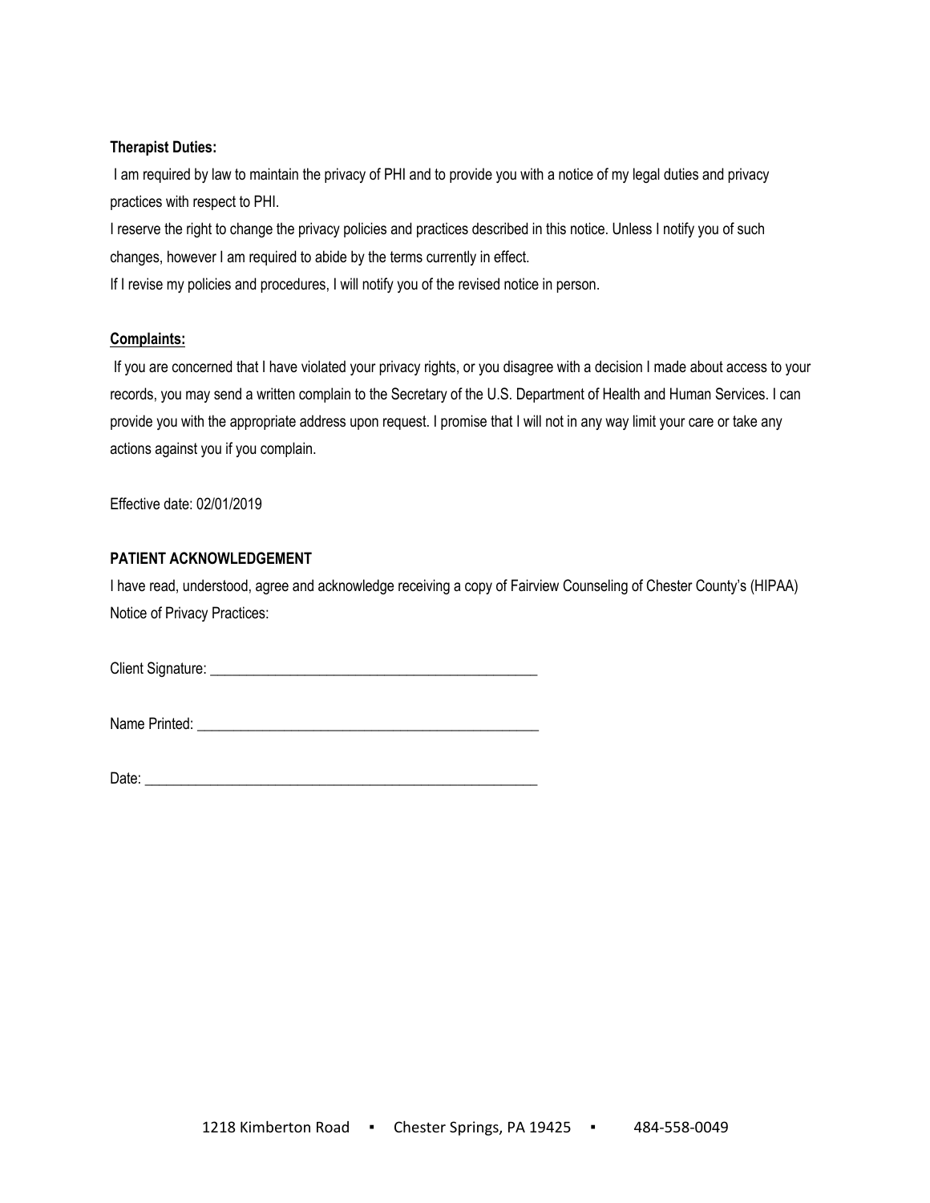**Therapist Duties:**

I am required by law to maintain the privacy of PHI and to provide you with a notice of my legal duties and privacy practices with respect to PHI.

I reserve the right to change the privacy policies and practices described in this notice. Unless I notify you of such changes, however I am required to abide by the terms currently in effect.

If I revise my policies and procedures, I will notify you of the revised notice in person.

**Complaints:**

If you are concerned that I have violated your privacy rights, or you disagree with a decision I made about access to your records, you may send a written complain to the Secretary of the U.S. Department of Health and Human Services. I can provide you with the appropriate address upon request. I promise that I will not in any way limit your care or take any actions against you if you complain.

Effective date: 02/01/2019

**PATIENT ACKNOWLEDGEMENT**

I have read, understood, agree and acknowledge receiving a copy of Fairview Counseling of Chester County's (HIPAA) Notice of Privacy Practices:

Client Signature: _______________________________________________

Name Printed: _________________________________________________

Date: _________________________________________________________

1218 Kimberton Road ▪ Chester Springs, PA 19425 ▪ 484-558-0049